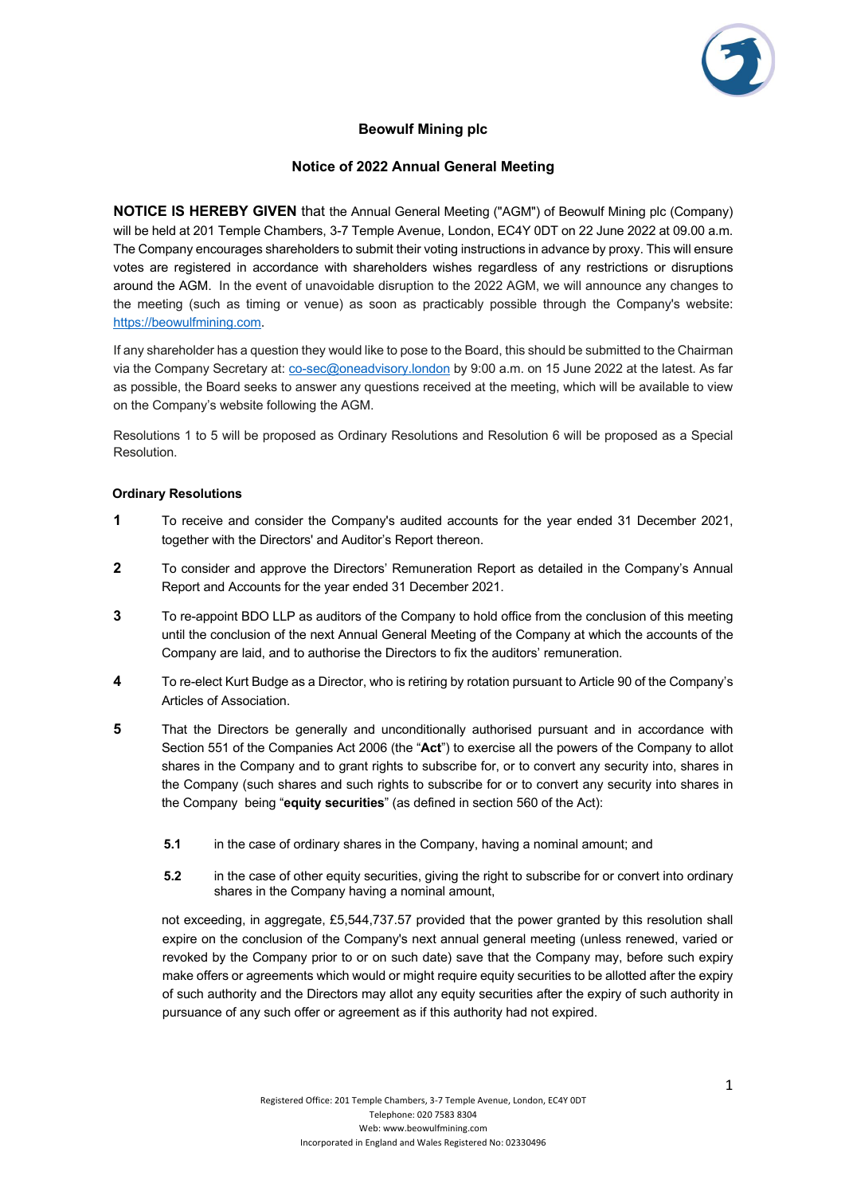# Beowulf Mining plc

## Notice of 2022 Annual General Meeting

**NOTICE IS HEREBY GIVEN** that the Annual General Meeting ("AGM") of Beowulf Mining plc (Company) will be held at 201 Temple Chambers, 3-7 Temple Avenue, London, EC4Y 0DT on 22 June 2022 at 09.00 a.m. The Company encourages shareholders to submit their voting instructions in advance by proxy. This will ensure votes are registered in accordance with shareholders wishes regardless of any restrictions or disruptions around the AGM. In the event of unavoidable disruption to the 2022 AGM, we will announce any changes to the meeting (such as timing or venue) as soon as practicably possible through the Company's website: [https://beowulfmining.com](https://beowulfmining.com).

If any shareholder has a question they would like to pose to the Board, this should be submitted to the Chairman via the Company Secretary at: [co-sec@oneadvisory.london](mailto:co-sec@oneadvisory.london) by 9:00 a.m. on 15 June 2022 at the latest. As far as possible, the Board seeks to answer any questions received at the meeting, which will be available to view on the Company's website following the AGM.

Resolutions 1 to 5 will be proposed as Ordinary Resolutions and Resolution 6 will be proposed as a Special Resolution.

### Ordinary Resolutions

**1** To receive and consider the Company's audited accounts for the year ended 31 December 2021, together with the Directors' and Auditor's Report thereon.

**2** To consider and approve the Directors' Remuneration Report as detailed in the Company's Annual Report and Accounts for the year ended 31 December 2021.

**3** To re-appoint BDO LLP as auditors of the Company to hold office from the conclusion of this meeting until the conclusion of the next Annual General Meeting of the Company at which the accounts of the Company are laid, and to authorise the Directors to fix the auditors' remuneration.

**4** To re-elect Kurt Budge as a Director, who is retiring by rotation pursuant to Article 90 of the Company's Articles of Association.

**5** That the Directors be generally and unconditionally authorised pursuant and in accordance with Section 551 of the Companies Act 2006 (the "**Act**") to exercise all the powers of the Company to allot shares in the Company and to grant rights to subscribe for, or to convert any security into, shares in the Company (such shares and such rights to subscribe for or to convert any security into shares in the Company being "**equity securities**" (as defined in section 560 of the Act):

**5.1** in the case of ordinary shares in the Company, having a nominal amount; and

**5.2** in the case of other equity securities, giving the right to subscribe for or convert into ordinary shares in the Company having a nominal amount,

not exceeding, in aggregate, £5,544,737.57 provided that the power granted by this resolution shall expire on the conclusion of the Company's next annual general meeting (unless renewed, varied or revoked by the Company prior to or on such date) save that the Company may, before such expiry make offers or agreements which would or might require equity securities to be allotted after the expiry of such authority and the Directors may allot any equity securities after the expiry of such authority in pursuance of any such offer or agreement as if this authority had not expired.

Registered Office: 201 Temple Chambers, 3-7 Temple Avenue, London, EC4Y 0DT
Telephone: 020 7583 8304
Web: www.beowulfmining.com
Incorporated in England and Wales Registered No: 02330496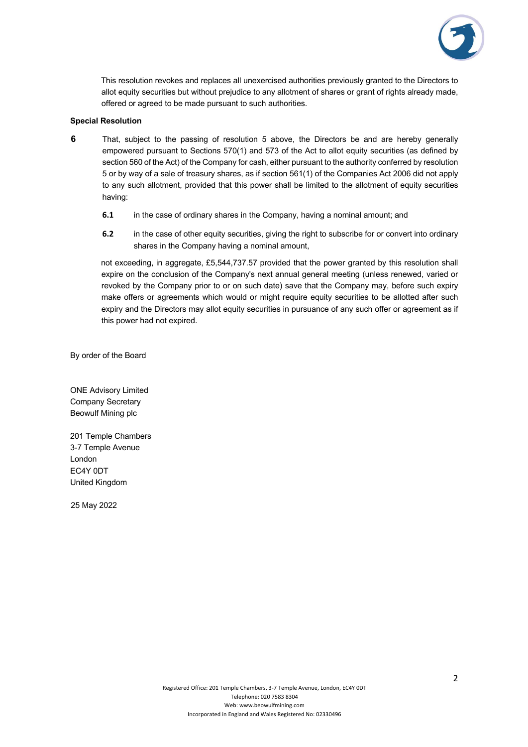This resolution revokes and replaces all unexercised authorities previously granted to the Directors to allot equity securities but without prejudice to any allotment of shares or grant of rights already made, offered or agreed to be made pursuant to such authorities.

**Special Resolution**

**6** That, subject to the passing of resolution 5 above, the Directors be and are hereby generally empowered pursuant to Sections 570(1) and 573 of the Act to allot equity securities (as defined by section 560 of the Act) of the Company for cash, either pursuant to the authority conferred by resolution 5 or by way of a sale of treasury shares, as if section 561(1) of the Companies Act 2006 did not apply to any such allotment, provided that this power shall be limited to the allotment of equity securities having:

**6.1** in the case of ordinary shares in the Company, having a nominal amount; and

**6.2** in the case of other equity securities, giving the right to subscribe for or convert into ordinary shares in the Company having a nominal amount,

not exceeding, in aggregate, £5,544,737.57 provided that the power granted by this resolution shall expire on the conclusion of the Company's next annual general meeting (unless renewed, varied or revoked by the Company prior to or on such date) save that the Company may, before such expiry make offers or agreements which would or might require equity securities to be allotted after such expiry and the Directors may allot equity securities in pursuance of any such offer or agreement as if this power had not expired.

By order of the Board

ONE Advisory Limited
Company Secretary
Beowulf Mining plc

201 Temple Chambers
3-7 Temple Avenue
London
EC4Y 0DT
United Kingdom

25 May 2022

Registered Office: 201 Temple Chambers, 3-7 Temple Avenue, London, EC4Y 0DT
Telephone: 020 7583 8304
Web: www.beowulfmining.com
Incorporated in England and Wales Registered No: 02330496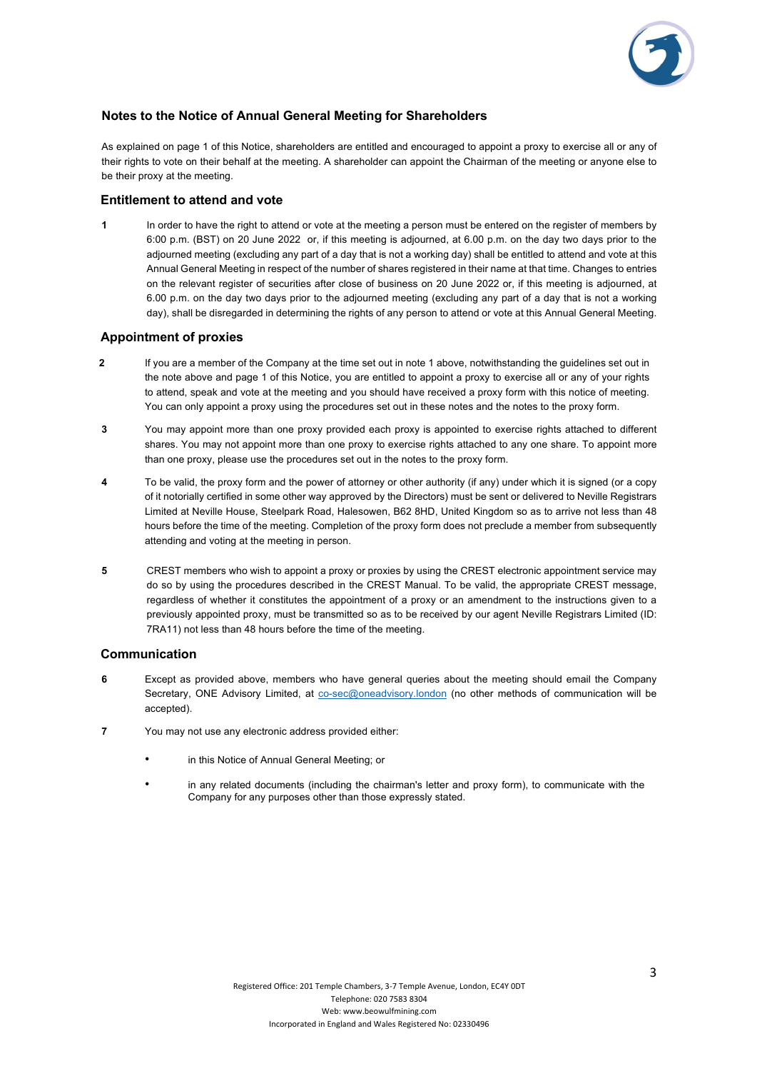## Notes to the Notice of Annual General Meeting for Shareholders

As explained on page 1 of this Notice, shareholders are entitled and encouraged to appoint a proxy to exercise all or any of their rights to vote on their behalf at the meeting. A shareholder can appoint the Chairman of the meeting or anyone else to be their proxy at the meeting.

### Entitlement to attend and vote

1. In order to have the right to attend or vote at the meeting a person must be entered on the register of members by 6:00 p.m. (BST) on 20 June 2022 or, if this meeting is adjourned, at 6.00 p.m. on the day two days prior to the adjourned meeting (excluding any part of a day that is not a working day) shall be entitled to attend and vote at this Annual General Meeting in respect of the number of shares registered in their name at that time. Changes to entries on the relevant register of securities after close of business on 20 June 2022 or, if this meeting is adjourned, at 6.00 p.m. on the day two days prior to the adjourned meeting (excluding any part of a day that is not a working day), shall be disregarded in determining the rights of any person to attend or vote at this Annual General Meeting.

### Appointment of proxies

2. If you are a member of the Company at the time set out in note 1 above, notwithstanding the guidelines set out in the note above and page 1 of this Notice, you are entitled to appoint a proxy to exercise all or any of your rights to attend, speak and vote at the meeting and you should have received a proxy form with this notice of meeting. You can only appoint a proxy using the procedures set out in these notes and the notes to the proxy form.

3. You may appoint more than one proxy provided each proxy is appointed to exercise rights attached to different shares. You may not appoint more than one proxy to exercise rights attached to any one share. To appoint more than one proxy, please use the procedures set out in the notes to the proxy form.

4. To be valid, the proxy form and the power of attorney or other authority (if any) under which it is signed (or a copy of it notorially certified in some other way approved by the Directors) must be sent or delivered to Neville Registrars Limited at Neville House, Steelpark Road, Halesowen, B62 8HD, United Kingdom so as to arrive not less than 48 hours before the time of the meeting. Completion of the proxy form does not preclude a member from subsequently attending and voting at the meeting in person.

5. CREST members who wish to appoint a proxy or proxies by using the CREST electronic appointment service may do so by using the procedures described in the CREST Manual. To be valid, the appropriate CREST message, regardless of whether it constitutes the appointment of a proxy or an amendment to the instructions given to a previously appointed proxy, must be transmitted so as to be received by our agent Neville Registrars Limited (ID: 7RA11) not less than 48 hours before the time of the meeting.

### Communication

6. Except as provided above, members who have general queries about the meeting should email the Company Secretary, ONE Advisory Limited, at co-sec@oneadvisory.london (no other methods of communication will be accepted).

7. You may not use any electronic address provided either:

   - in this Notice of Annual General Meeting; or
   - in any related documents (including the chairman's letter and proxy form), to communicate with the Company for any purposes other than those expressly stated.

Registered Office: 201 Temple Chambers, 3-7 Temple Avenue, London, EC4Y 0DT
Telephone: 020 7583 8304
Web: www.beowulfmining.com
Incorporated in England and Wales Registered No: 02330496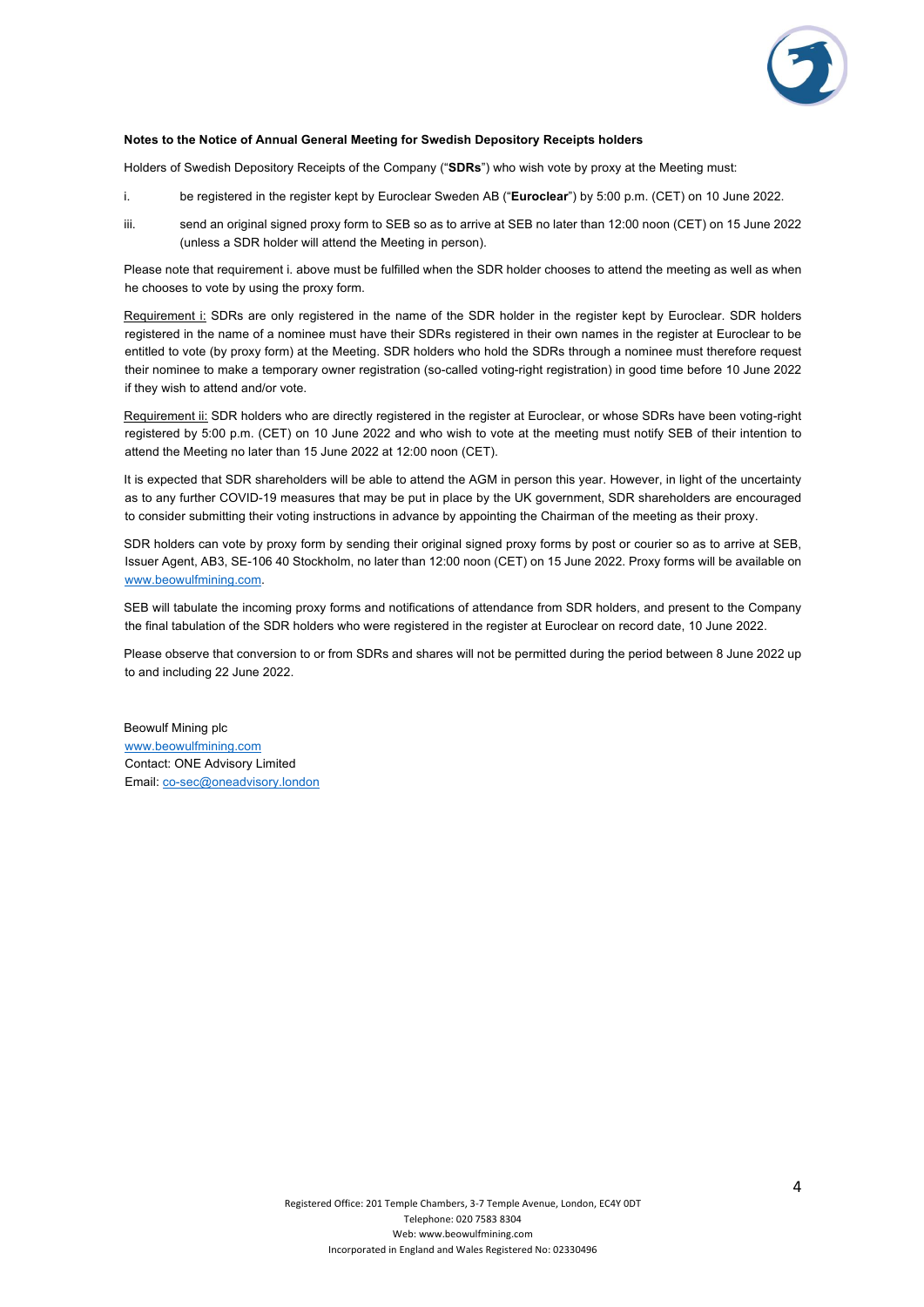**Notes to the Notice of Annual General Meeting for Swedish Depository Receipts holders**

Holders of Swedish Depository Receipts of the Company ("**SDRs**") who wish vote by proxy at the Meeting must:

i. be registered in the register kept by Euroclear Sweden AB ("**Euroclear**") by 5:00 p.m. (CET) on 10 June 2022.

iii. send an original signed proxy form to SEB so as to arrive at SEB no later than 12:00 noon (CET) on 15 June 2022 (unless a SDR holder will attend the Meeting in person).

Please note that requirement i. above must be fulfilled when the SDR holder chooses to attend the meeting as well as when he chooses to vote by using the proxy form.

<u>Requirement i:</u> SDRs are only registered in the name of the SDR holder in the register kept by Euroclear. SDR holders registered in the name of a nominee must have their SDRs registered in their own names in the register at Euroclear to be entitled to vote (by proxy form) at the Meeting. SDR holders who hold the SDRs through a nominee must therefore request their nominee to make a temporary owner registration (so-called voting-right registration) in good time before 10 June 2022 if they wish to attend and/or vote.

<u>Requirement ii:</u> SDR holders who are directly registered in the register at Euroclear, or whose SDRs have been voting-right registered by 5:00 p.m. (CET) on 10 June 2022 and who wish to vote at the meeting must notify SEB of their intention to attend the Meeting no later than 15 June 2022 at 12:00 noon (CET).

It is expected that SDR shareholders will be able to attend the AGM in person this year. However, in light of the uncertainty as to any further COVID-19 measures that may be put in place by the UK government, SDR shareholders are encouraged to consider submitting their voting instructions in advance by appointing the Chairman of the meeting as their proxy.

SDR holders can vote by proxy form by sending their original signed proxy forms by post or courier so as to arrive at SEB, Issuer Agent, AB3, SE-106 40 Stockholm, no later than 12:00 noon (CET) on 15 June 2022. Proxy forms will be available on www.beowulfmining.com.

SEB will tabulate the incoming proxy forms and notifications of attendance from SDR holders, and present to the Company the final tabulation of the SDR holders who were registered in the register at Euroclear on record date, 10 June 2022.

Please observe that conversion to or from SDRs and shares will not be permitted during the period between 8 June 2022 up to and including 22 June 2022.

Beowulf Mining plc
www.beowulfmining.com
Contact: ONE Advisory Limited
Email: co-sec@oneadvisory.london

Registered Office: 201 Temple Chambers, 3-7 Temple Avenue, London, EC4Y 0DT
Telephone: 020 7583 8304
Web: www.beowulfmining.com
Incorporated in England and Wales Registered No: 02330496